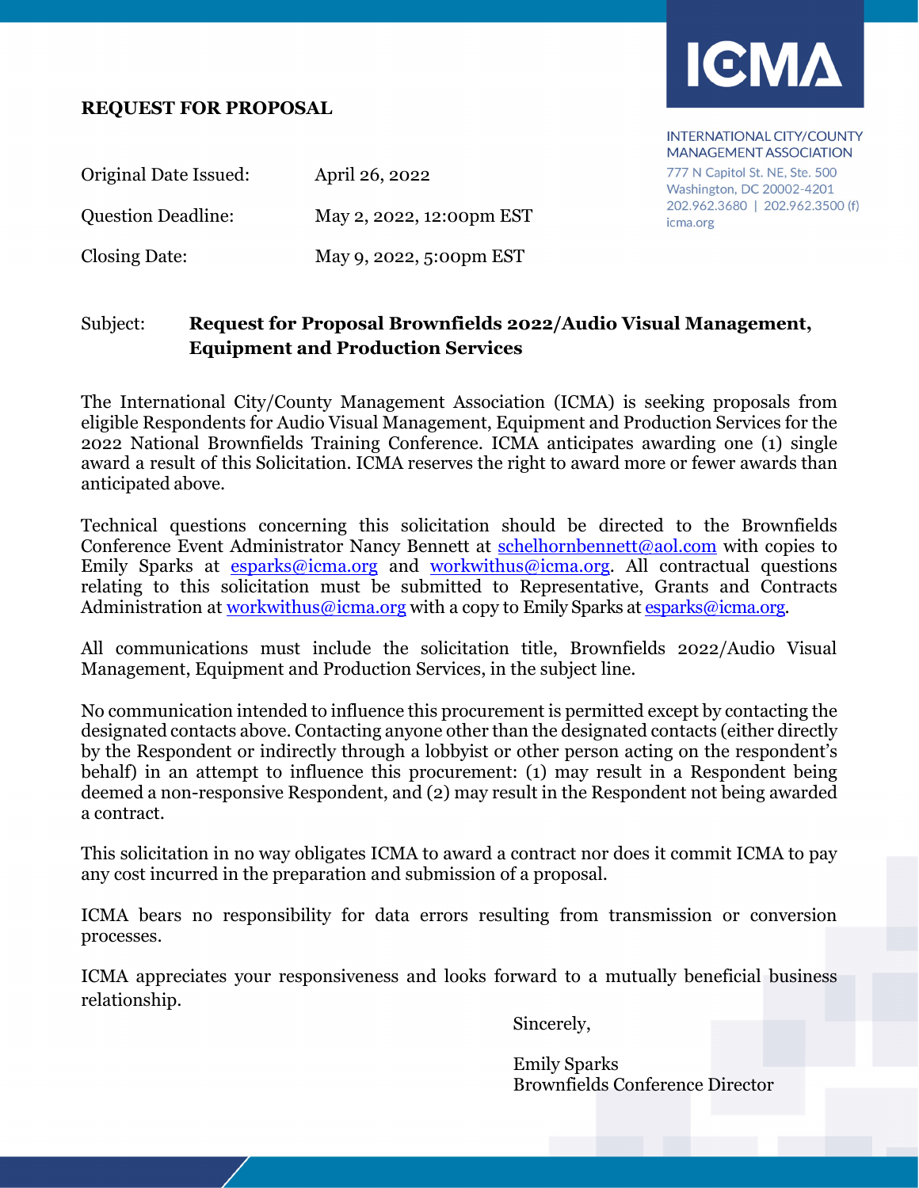ICMA

INTERNATIONAL CITY/COUNTY MANAGEMENT ASSOCIATION
777 N Capitol St. NE, Ste. 500
Washington, DC 20002-4201
202.962.3680 | 202.962.3500 (f)
icma.org

**REQUEST FOR PROPOSAL**

| | |
|---|---|
| Original Date Issued: | April 26, 2022 |
| Question Deadline: | May 2, 2022, 12:00pm EST |
| Closing Date: | May 9, 2022, 5:00pm EST |

Subject: **Request for Proposal Brownfields 2022/Audio Visual Management, Equipment and Production Services**

The International City/County Management Association (ICMA) is seeking proposals from eligible Respondents for Audio Visual Management, Equipment and Production Services for the 2022 National Brownfields Training Conference. ICMA anticipates awarding one (1) single award a result of this Solicitation. ICMA reserves the right to award more or fewer awards than anticipated above.

Technical questions concerning this solicitation should be directed to the Brownfields Conference Event Administrator Nancy Bennett at schelhornbennett@aol.com with copies to Emily Sparks at esparks@icma.org and workwithus@icma.org. All contractual questions relating to this solicitation must be submitted to Representative, Grants and Contracts Administration at workwithus@icma.org with a copy to Emily Sparks at esparks@icma.org.

All communications must include the solicitation title, Brownfields 2022/Audio Visual Management, Equipment and Production Services, in the subject line.

No communication intended to influence this procurement is permitted except by contacting the designated contacts above. Contacting anyone other than the designated contacts (either directly by the Respondent or indirectly through a lobbyist or other person acting on the respondent's behalf) in an attempt to influence this procurement: (1) may result in a Respondent being deemed a non-responsive Respondent, and (2) may result in the Respondent not being awarded a contract.

This solicitation in no way obligates ICMA to award a contract nor does it commit ICMA to pay any cost incurred in the preparation and submission of a proposal.

ICMA bears no responsibility for data errors resulting from transmission or conversion processes.

ICMA appreciates your responsiveness and looks forward to a mutually beneficial business relationship.

Sincerely,

Emily Sparks
Brownfields Conference Director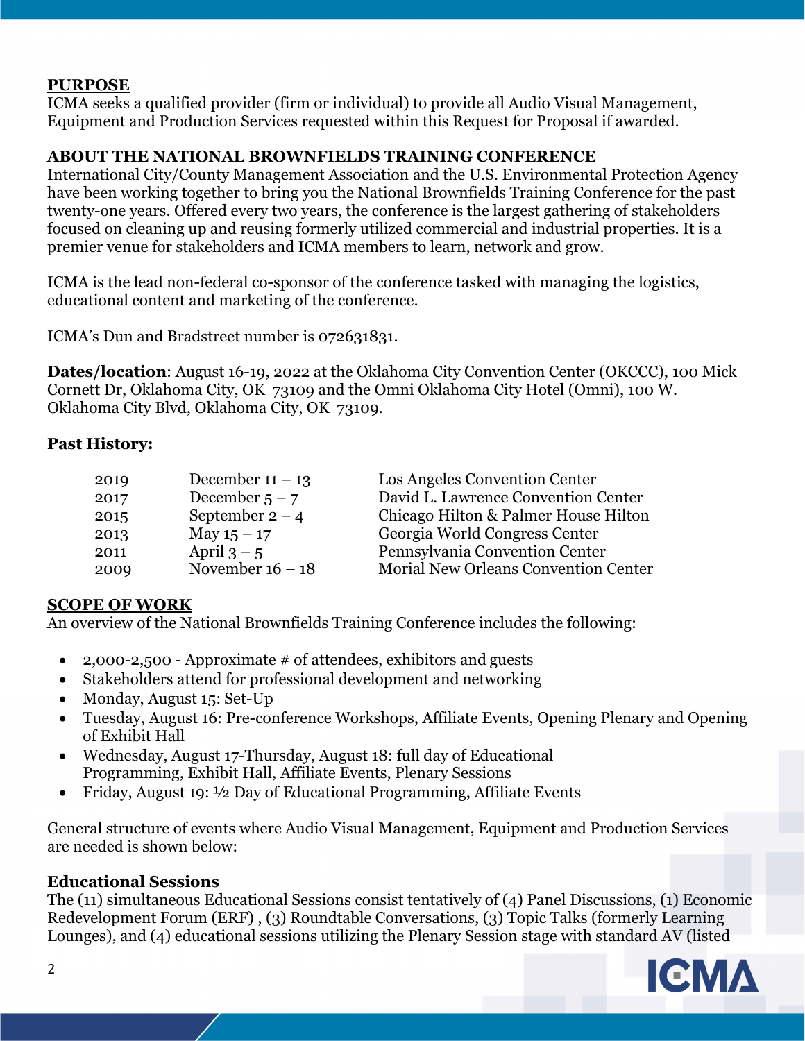## PURPOSE

ICMA seeks a qualified provider (firm or individual) to provide all Audio Visual Management, Equipment and Production Services requested within this Request for Proposal if awarded.

## ABOUT THE NATIONAL BROWNFIELDS TRAINING CONFERENCE

International City/County Management Association and the U.S. Environmental Protection Agency have been working together to bring you the National Brownfields Training Conference for the past twenty-one years. Offered every two years, the conference is the largest gathering of stakeholders focused on cleaning up and reusing formerly utilized commercial and industrial properties. It is a premier venue for stakeholders and ICMA members to learn, network and grow.

ICMA is the lead non-federal co-sponsor of the conference tasked with managing the logistics, educational content and marketing of the conference.

ICMA's Dun and Bradstreet number is 072631831.

**Dates/location**: August 16-19, 2022 at the Oklahoma City Convention Center (OKCCC), 100 Mick Cornett Dr, Oklahoma City, OK 73109 and the Omni Oklahoma City Hotel (Omni), 100 W. Oklahoma City Blvd, Oklahoma City, OK 73109.

**Past History:**

| | | |
|---|---|---|
| 2019 | December 11 – 13 | Los Angeles Convention Center |
| 2017 | December 5 – 7 | David L. Lawrence Convention Center |
| 2015 | September 2 – 4 | Chicago Hilton & Palmer House Hilton |
| 2013 | May 15 – 17 | Georgia World Congress Center |
| 2011 | April 3 – 5 | Pennsylvania Convention Center |
| 2009 | November 16 – 18 | Morial New Orleans Convention Center |

## SCOPE OF WORK

An overview of the National Brownfields Training Conference includes the following:

- 2,000-2,500 - Approximate # of attendees, exhibitors and guests
- Stakeholders attend for professional development and networking
- Monday, August 15: Set-Up
- Tuesday, August 16: Pre-conference Workshops, Affiliate Events, Opening Plenary and Opening of Exhibit Hall
- Wednesday, August 17-Thursday, August 18: full day of Educational Programming, Exhibit Hall, Affiliate Events, Plenary Sessions
- Friday, August 19: ½ Day of Educational Programming, Affiliate Events

General structure of events where Audio Visual Management, Equipment and Production Services are needed is shown below:

### Educational Sessions

The (11) simultaneous Educational Sessions consist tentatively of (4) Panel Discussions, (1) Economic Redevelopment Forum (ERF) , (3) Roundtable Conversations, (3) Topic Talks (formerly Learning Lounges), and (4) educational sessions utilizing the Plenary Session stage with standard AV (listed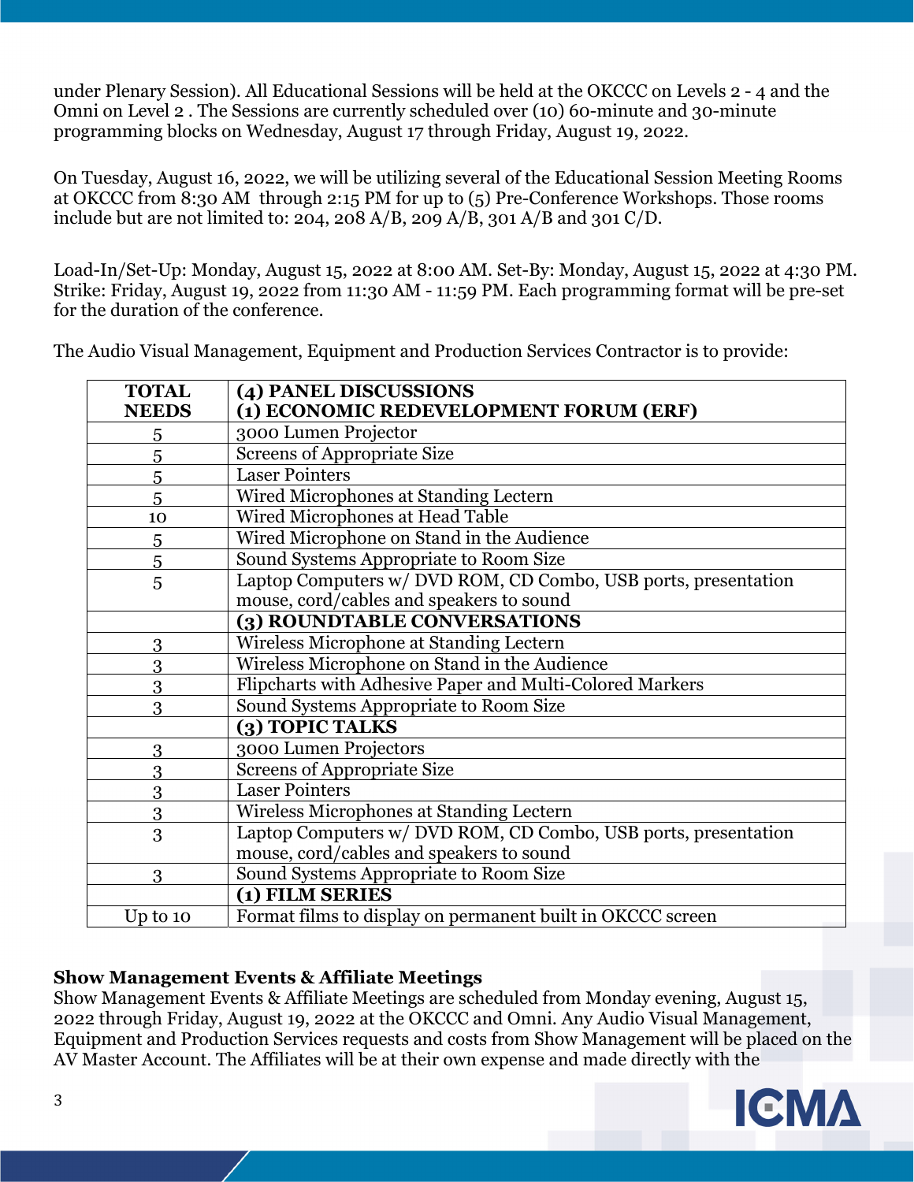under Plenary Session). All Educational Sessions will be held at the OKCCC on Levels 2 - 4 and the Omni on Level 2 . The Sessions are currently scheduled over (10) 60-minute and 30-minute programming blocks on Wednesday, August 17 through Friday, August 19, 2022.

On Tuesday, August 16, 2022, we will be utilizing several of the Educational Session Meeting Rooms at OKCCC from 8:30 AM through 2:15 PM for up to (5) Pre-Conference Workshops. Those rooms include but are not limited to: 204, 208 A/B, 209 A/B, 301 A/B and 301 C/D.

Load-In/Set-Up: Monday, August 15, 2022 at 8:00 AM. Set-By: Monday, August 15, 2022 at 4:30 PM. Strike: Friday, August 19, 2022 from 11:30 AM - 11:59 PM. Each programming format will be pre-set for the duration of the conference.

The Audio Visual Management, Equipment and Production Services Contractor is to provide:

| **TOTAL NEEDS** | **(4) PANEL DISCUSSIONS (1) ECONOMIC REDEVELOPMENT FORUM (ERF)** |
|---|---|
| 5 | 3000 Lumen Projector |
| 5 | Screens of Appropriate Size |
| 5 | Laser Pointers |
| 5 | Wired Microphones at Standing Lectern |
| 10 | Wired Microphones at Head Table |
| 5 | Wired Microphone on Stand in the Audience |
| 5 | Sound Systems Appropriate to Room Size |
| 5 | Laptop Computers w/ DVD ROM, CD Combo, USB ports, presentation mouse, cord/cables and speakers to sound |
| | **(3) ROUNDTABLE CONVERSATIONS** |
| 3 | Wireless Microphone at Standing Lectern |
| 3 | Wireless Microphone on Stand in the Audience |
| 3 | Flipcharts with Adhesive Paper and Multi-Colored Markers |
| 3 | Sound Systems Appropriate to Room Size |
| | **(3) TOPIC TALKS** |
| 3 | 3000 Lumen Projectors |
| 3 | Screens of Appropriate Size |
| 3 | Laser Pointers |
| 3 | Wireless Microphones at Standing Lectern |
| 3 | Laptop Computers w/ DVD ROM, CD Combo, USB ports, presentation mouse, cord/cables and speakers to sound |
| 3 | Sound Systems Appropriate to Room Size |
| | **(1) FILM SERIES** |
| Up to 10 | Format films to display on permanent built in OKCCC screen |

**Show Management Events & Affiliate Meetings**

Show Management Events & Affiliate Meetings are scheduled from Monday evening, August 15, 2022 through Friday, August 19, 2022 at the OKCCC and Omni. Any Audio Visual Management, Equipment and Production Services requests and costs from Show Management will be placed on the AV Master Account. The Affiliates will be at their own expense and made directly with the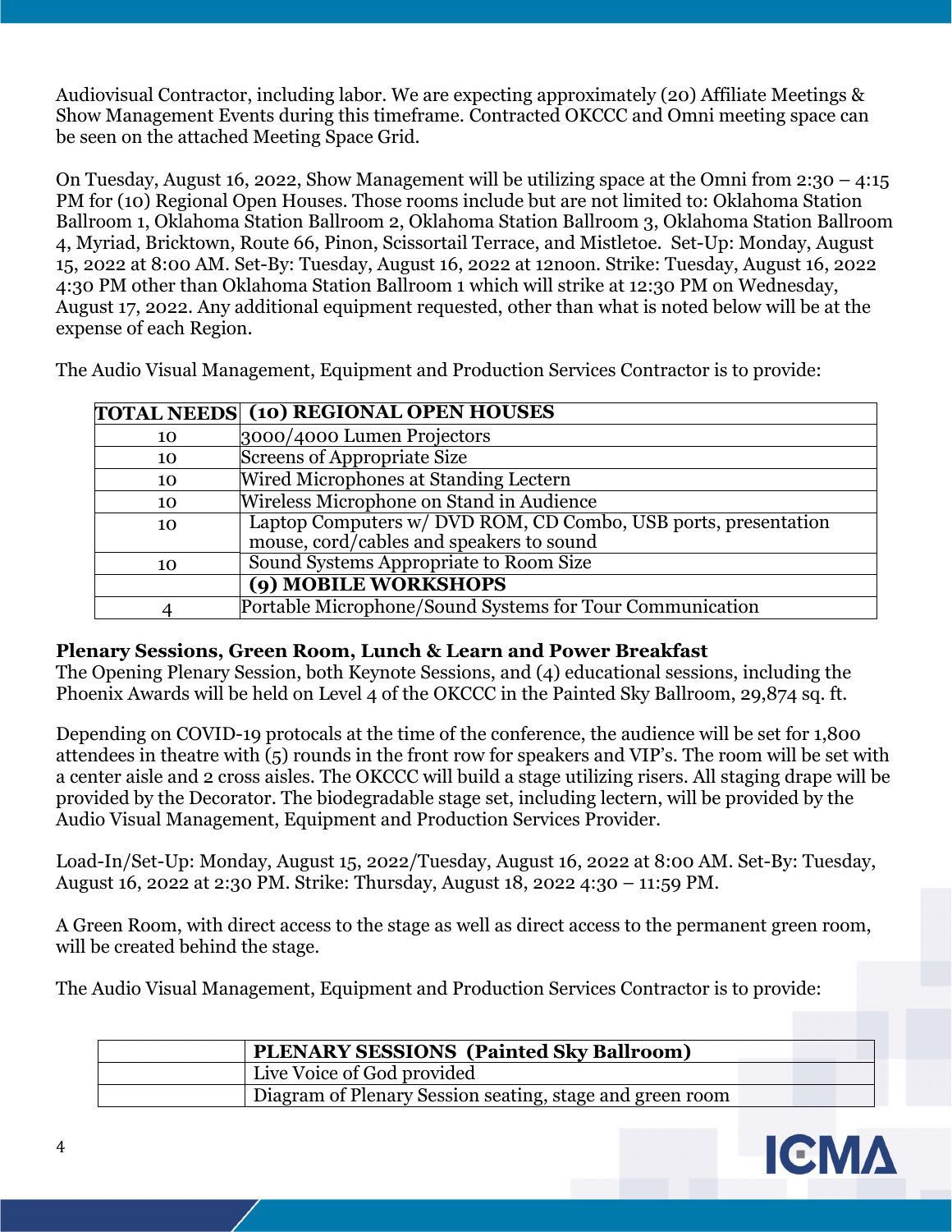Audiovisual Contractor, including labor. We are expecting approximately (20) Affiliate Meetings & Show Management Events during this timeframe. Contracted OKCCC and Omni meeting space can be seen on the attached Meeting Space Grid.

On Tuesday, August 16, 2022, Show Management will be utilizing space at the Omni from 2:30 – 4:15 PM for (10) Regional Open Houses. Those rooms include but are not limited to: Oklahoma Station Ballroom 1, Oklahoma Station Ballroom 2, Oklahoma Station Ballroom 3, Oklahoma Station Ballroom 4, Myriad, Bricktown, Route 66, Pinon, Scissortail Terrace, and Mistletoe. Set-Up: Monday, August 15, 2022 at 8:00 AM. Set-By: Tuesday, August 16, 2022 at 12noon. Strike: Tuesday, August 16, 2022 4:30 PM other than Oklahoma Station Ballroom 1 which will strike at 12:30 PM on Wednesday, August 17, 2022. Any additional equipment requested, other than what is noted below will be at the expense of each Region.

The Audio Visual Management, Equipment and Production Services Contractor is to provide:

| TOTAL NEEDS | (10) REGIONAL OPEN HOUSES |
|---|---|
| 10 | 3000/4000 Lumen Projectors |
| 10 | Screens of Appropriate Size |
| 10 | Wired Microphones at Standing Lectern |
| 10 | Wireless Microphone on Stand in Audience |
| 10 | Laptop Computers w/ DVD ROM, CD Combo, USB ports, presentation mouse, cord/cables and speakers to sound |
| 10 | Sound Systems Appropriate to Room Size |
| | **(9) MOBILE WORKSHOPS** |
| 4 | Portable Microphone/Sound Systems for Tour Communication |

**Plenary Sessions, Green Room, Lunch & Learn and Power Breakfast**

The Opening Plenary Session, both Keynote Sessions, and (4) educational sessions, including the Phoenix Awards will be held on Level 4 of the OKCCC in the Painted Sky Ballroom, 29,874 sq. ft.

Depending on COVID-19 protocals at the time of the conference, the audience will be set for 1,800 attendees in theatre with (5) rounds in the front row for speakers and VIP's. The room will be set with a center aisle and 2 cross aisles. The OKCCC will build a stage utilizing risers. All staging drape will be provided by the Decorator. The biodegradable stage set, including lectern, will be provided by the Audio Visual Management, Equipment and Production Services Provider.

Load-In/Set-Up: Monday, August 15, 2022/Tuesday, August 16, 2022 at 8:00 AM. Set-By: Tuesday, August 16, 2022 at 2:30 PM. Strike: Thursday, August 18, 2022 4:30 – 11:59 PM.

A Green Room, with direct access to the stage as well as direct access to the permanent green room, will be created behind the stage.

The Audio Visual Management, Equipment and Production Services Contractor is to provide:

| | PLENARY SESSIONS (Painted Sky Ballroom) |
|---|---|
| | Live Voice of God provided |
| | Diagram of Plenary Session seating, stage and green room |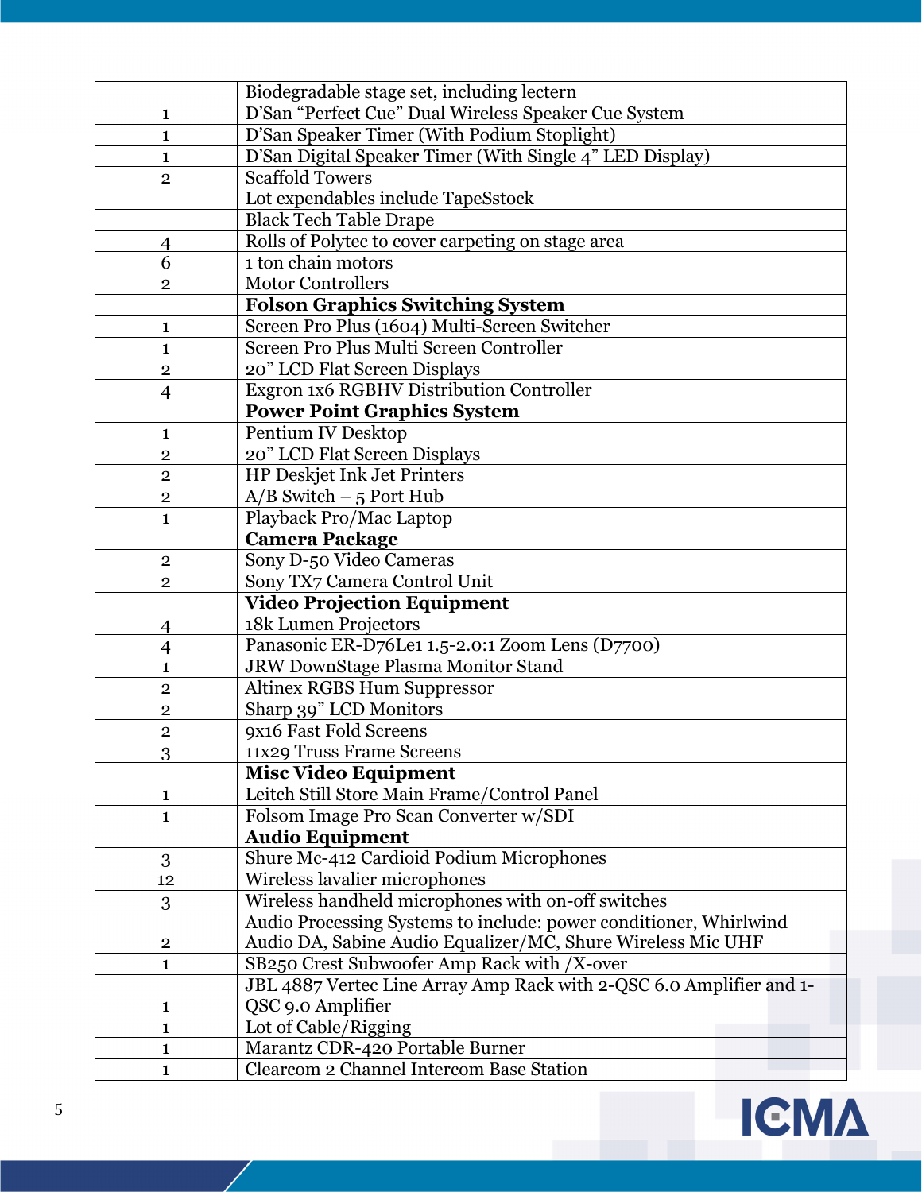| | |
|---|---|
| | Biodegradable stage set, including lectern |
| 1 | D'San "Perfect Cue" Dual Wireless Speaker Cue System |
| 1 | D'San Speaker Timer (With Podium Stoplight) |
| 1 | D'San Digital Speaker Timer (With Single 4" LED Display) |
| 2 | Scaffold Towers |
| | Lot expendables include TapeSstock |
| | Black Tech Table Drape |
| 4 | Rolls of Polytec to cover carpeting on stage area |
| 6 | 1 ton chain motors |
| 2 | Motor Controllers |
| | **Folson Graphics Switching System** |
| 1 | Screen Pro Plus (1604) Multi-Screen Switcher |
| 1 | Screen Pro Plus Multi Screen Controller |
| 2 | 20" LCD Flat Screen Displays |
| 4 | Exgron 1x6 RGBHV Distribution Controller |
| | **Power Point Graphics System** |
| 1 | Pentium IV Desktop |
| 2 | 20" LCD Flat Screen Displays |
| 2 | HP Deskjet Ink Jet Printers |
| 2 | A/B Switch – 5 Port Hub |
| 1 | Playback Pro/Mac Laptop |
| | **Camera Package** |
| 2 | Sony D-50 Video Cameras |
| 2 | Sony TX7 Camera Control Unit |
| | **Video Projection Equipment** |
| 4 | 18k Lumen Projectors |
| 4 | Panasonic ER-D76Le1 1.5-2.0:1 Zoom Lens (D7700) |
| 1 | JRW DownStage Plasma Monitor Stand |
| 2 | Altinex RGBS Hum Suppressor |
| 2 | Sharp 39" LCD Monitors |
| 2 | 9x16 Fast Fold Screens |
| 3 | 11x29 Truss Frame Screens |
| | **Misc Video Equipment** |
| 1 | Leitch Still Store Main Frame/Control Panel |
| 1 | Folsom Image Pro Scan Converter w/SDI |
| | **Audio Equipment** |
| 3 | Shure Mc-412 Cardioid Podium Microphones |
| 12 | Wireless lavalier microphones |
| 3 | Wireless handheld microphones with on-off switches |
| 2 | Audio Processing Systems to include: power conditioner, Whirlwind Audio DA, Sabine Audio Equalizer/MC, Shure Wireless Mic UHF |
| 1 | SB250 Crest Subwoofer Amp Rack with /X-over |
| 1 | JBL 4887 Vertec Line Array Amp Rack with 2-QSC 6.0 Amplifier and 1-QSC 9.0 Amplifier |
| 1 | Lot of Cable/Rigging |
| 1 | Marantz CDR-420 Portable Burner |
| 1 | Clearcom 2 Channel Intercom Base Station |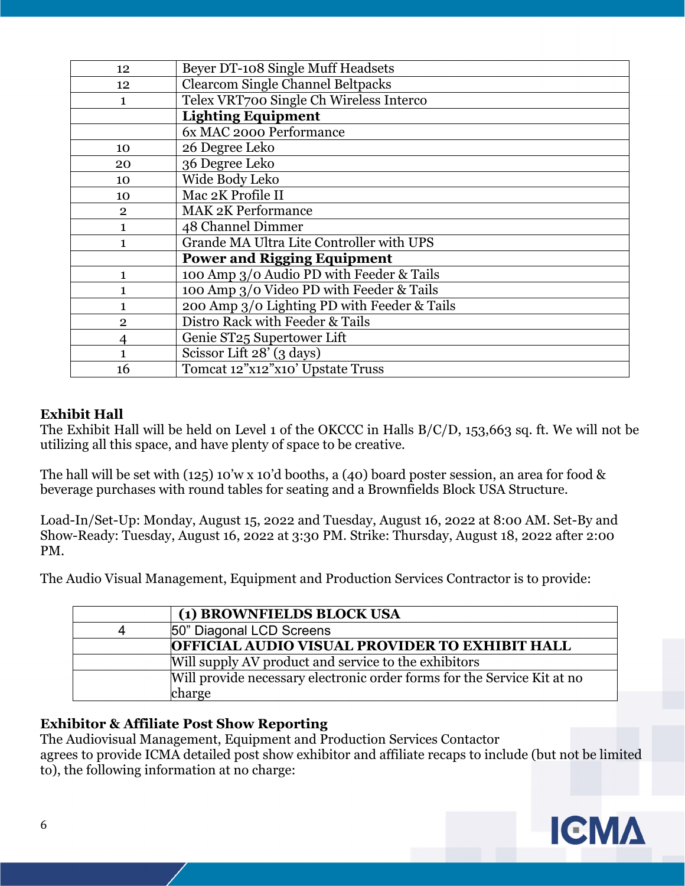| | |
|---|---|
| 12 | Beyer DT-108 Single Muff Headsets |
| 12 | Clearcom Single Channel Beltpacks |
| 1 | Telex VRT700 Single Ch Wireless Interco |
| | **Lighting Equipment** |
| | 6x MAC 2000 Performance |
| 10 | 26 Degree Leko |
| 20 | 36 Degree Leko |
| 10 | Wide Body Leko |
| 10 | Mac 2K Profile II |
| 2 | MAK 2K Performance |
| 1 | 48 Channel Dimmer |
| 1 | Grande MA Ultra Lite Controller with UPS |
| | **Power and Rigging Equipment** |
| 1 | 100 Amp 3/0 Audio PD with Feeder & Tails |
| 1 | 100 Amp 3/0 Video PD with Feeder & Tails |
| 1 | 200 Amp 3/0 Lighting PD with Feeder & Tails |
| 2 | Distro Rack with Feeder & Tails |
| 4 | Genie ST25 Supertower Lift |
| 1 | Scissor Lift 28' (3 days) |
| 16 | Tomcat 12"x12"x10' Upstate Truss |

**Exhibit Hall**

The Exhibit Hall will be held on Level 1 of the OKCCC in Halls B/C/D, 153,663 sq. ft. We will not be utilizing all this space, and have plenty of space to be creative.

The hall will be set with (125) 10'w x 10'd booths, a (40) board poster session, an area for food & beverage purchases with round tables for seating and a Brownfields Block USA Structure.

Load-In/Set-Up: Monday, August 15, 2022 and Tuesday, August 16, 2022 at 8:00 AM. Set-By and Show-Ready: Tuesday, August 16, 2022 at 3:30 PM. Strike: Thursday, August 18, 2022 after 2:00 PM.

The Audio Visual Management, Equipment and Production Services Contractor is to provide:

| | |
|---|---|
| | **(1) BROWNFIELDS BLOCK USA** |
| 4 | 50" Diagonal LCD Screens |
| | **OFFICIAL AUDIO VISUAL PROVIDER TO EXHIBIT HALL** |
| | Will supply AV product and service to the exhibitors |
| | Will provide necessary electronic order forms for the Service Kit at no charge |

**Exhibitor & Affiliate Post Show Reporting**

The Audiovisual Management, Equipment and Production Services Contactor agrees to provide ICMA detailed post show exhibitor and affiliate recaps to include (but not be limited to), the following information at no charge: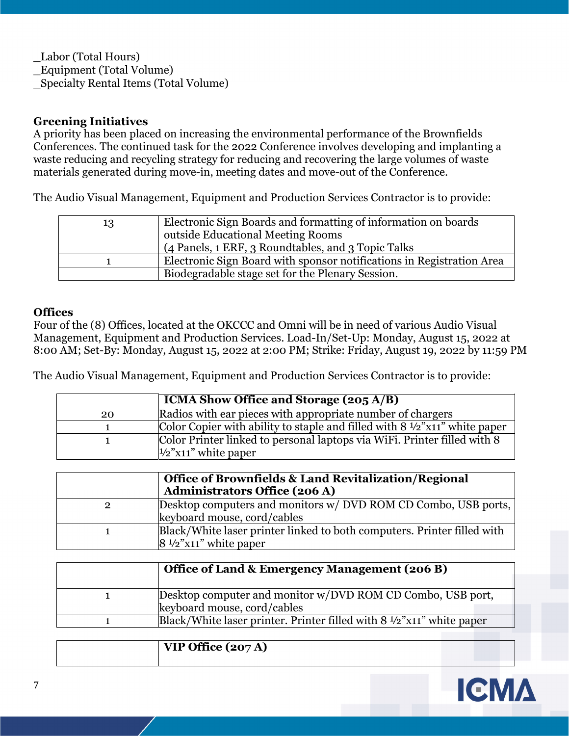_Labor (Total Hours)
_Equipment (Total Volume)
_Specialty Rental Items (Total Volume)

**Greening Initiatives**
A priority has been placed on increasing the environmental performance of the Brownfields Conferences. The continued task for the 2022 Conference involves developing and implanting a waste reducing and recycling strategy for reducing and recovering the large volumes of waste materials generated during move-in, meeting dates and move-out of the Conference.

The Audio Visual Management, Equipment and Production Services Contractor is to provide:

| | |
|---|---|
| 13 | Electronic Sign Boards and formatting of information on boards outside Educational Meeting Rooms (4 Panels, 1 ERF, 3 Roundtables, and 3 Topic Talks |
| 1 | Electronic Sign Board with sponsor notifications in Registration Area |
| | Biodegradable stage set for the Plenary Session. |

**Offices**
Four of the (8) Offices, located at the OKCCC and Omni will be in need of various Audio Visual Management, Equipment and Production Services. Load-In/Set-Up: Monday, August 15, 2022 at 8:00 AM; Set-By: Monday, August 15, 2022 at 2:00 PM; Strike: Friday, August 19, 2022 by 11:59 PM

The Audio Visual Management, Equipment and Production Services Contractor is to provide:

| | **ICMA Show Office and Storage (205 A/B)** |
|---|---|
| 20 | Radios with ear pieces with appropriate number of chargers |
| 1 | Color Copier with ability to staple and filled with 8 ½"x11" white paper |
| 1 | Color Printer linked to personal laptops via WiFi. Printer filled with 8 ½"x11" white paper |

| | **Office of Brownfields & Land Revitalization/Regional Administrators Office (206 A)** |
|---|---|
| 2 | Desktop computers and monitors w/ DVD ROM CD Combo, USB ports, keyboard mouse, cord/cables |
| 1 | Black/White laser printer linked to both computers. Printer filled with 8 ½"x11" white paper |

| | **Office of Land & Emergency Management (206 B)** |
|---|---|
| 1 | Desktop computer and monitor w/DVD ROM CD Combo, USB port, keyboard mouse, cord/cables |
| 1 | Black/White laser printer. Printer filled with 8 ½"x11" white paper |

| | **VIP Office (207 A)** |
|---|---|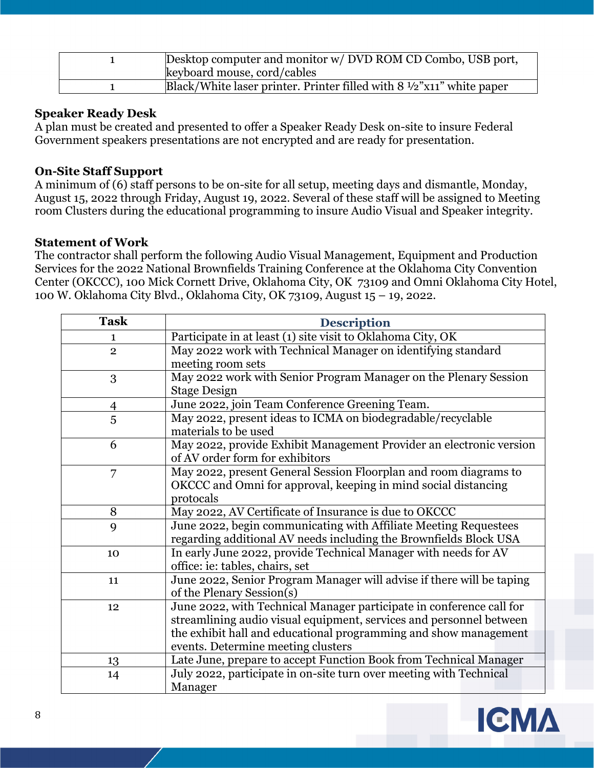| | |
|---|---|
| 1 | Desktop computer and monitor w/ DVD ROM CD Combo, USB port, keyboard mouse, cord/cables |
| 1 | Black/White laser printer. Printer filled with 8 ½"x11" white paper |

**Speaker Ready Desk**

A plan must be created and presented to offer a Speaker Ready Desk on-site to insure Federal Government speakers presentations are not encrypted and are ready for presentation.

**On-Site Staff Support**

A minimum of (6) staff persons to be on-site for all setup, meeting days and dismantle, Monday, August 15, 2022 through Friday, August 19, 2022. Several of these staff will be assigned to Meeting room Clusters during the educational programming to insure Audio Visual and Speaker integrity.

**Statement of Work**

The contractor shall perform the following Audio Visual Management, Equipment and Production Services for the 2022 National Brownfields Training Conference at the Oklahoma City Convention Center (OKCCC), 100 Mick Cornett Drive, Oklahoma City, OK 73109 and Omni Oklahoma City Hotel, 100 W. Oklahoma City Blvd., Oklahoma City, OK 73109, August 15 – 19, 2022.

| Task | Description |
|---|---|
| 1 | Participate in at least (1) site visit to Oklahoma City, OK |
| 2 | May 2022 work with Technical Manager on identifying standard meeting room sets |
| 3 | May 2022 work with Senior Program Manager on the Plenary Session Stage Design |
| 4 | June 2022, join Team Conference Greening Team. |
| 5 | May 2022, present ideas to ICMA on biodegradable/recyclable materials to be used |
| 6 | May 2022, provide Exhibit Management Provider an electronic version of AV order form for exhibitors |
| 7 | May 2022, present General Session Floorplan and room diagrams to OKCCC and Omni for approval, keeping in mind social distancing protocals |
| 8 | May 2022, AV Certificate of Insurance is due to OKCCC |
| 9 | June 2022, begin communicating with Affiliate Meeting Requestees regarding additional AV needs including the Brownfields Block USA |
| 10 | In early June 2022, provide Technical Manager with needs for AV office: ie: tables, chairs, set |
| 11 | June 2022, Senior Program Manager will advise if there will be taping of the Plenary Session(s) |
| 12 | June 2022, with Technical Manager participate in conference call for streamlining audio visual equipment, services and personnel between the exhibit hall and educational programming and show management events. Determine meeting clusters |
| 13 | Late June, prepare to accept Function Book from Technical Manager |
| 14 | July 2022, participate in on-site turn over meeting with Technical Manager |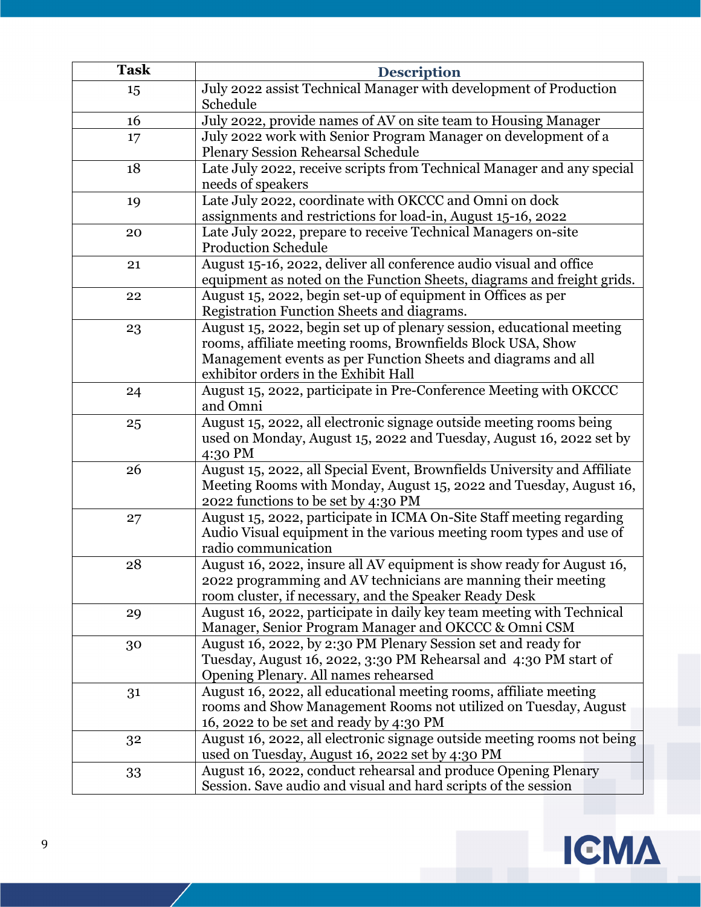| Task | Description |
| --- | --- |
| 15 | July 2022 assist Technical Manager with development of Production Schedule |
| 16 | July 2022, provide names of AV on site team to Housing Manager |
| 17 | July 2022 work with Senior Program Manager on development of a Plenary Session Rehearsal Schedule |
| 18 | Late July 2022, receive scripts from Technical Manager and any special needs of speakers |
| 19 | Late July 2022, coordinate with OKCCC and Omni on dock assignments and restrictions for load-in, August 15-16, 2022 |
| 20 | Late July 2022, prepare to receive Technical Managers on-site Production Schedule |
| 21 | August 15-16, 2022, deliver all conference audio visual and office equipment as noted on the Function Sheets, diagrams and freight grids. |
| 22 | August 15, 2022, begin set-up of equipment in Offices as per Registration Function Sheets and diagrams. |
| 23 | August 15, 2022, begin set up of plenary session, educational meeting rooms, affiliate meeting rooms, Brownfields Block USA, Show Management events as per Function Sheets and diagrams and all exhibitor orders in the Exhibit Hall |
| 24 | August 15, 2022, participate in Pre-Conference Meeting with OKCCC and Omni |
| 25 | August 15, 2022, all electronic signage outside meeting rooms being used on Monday, August 15, 2022 and Tuesday, August 16, 2022 set by 4:30 PM |
| 26 | August 15, 2022, all Special Event, Brownfields University and Affiliate Meeting Rooms with Monday, August 15, 2022 and Tuesday, August 16, 2022 functions to be set by 4:30 PM |
| 27 | August 15, 2022, participate in ICMA On-Site Staff meeting regarding Audio Visual equipment in the various meeting room types and use of radio communication |
| 28 | August 16, 2022, insure all AV equipment is show ready for August 16, 2022 programming and AV technicians are manning their meeting room cluster, if necessary, and the Speaker Ready Desk |
| 29 | August 16, 2022, participate in daily key team meeting with Technical Manager, Senior Program Manager and OKCCC & Omni CSM |
| 30 | August 16, 2022, by 2:30 PM Plenary Session set and ready for Tuesday, August 16, 2022, 3:30 PM Rehearsal and 4:30 PM start of Opening Plenary. All names rehearsed |
| 31 | August 16, 2022, all educational meeting rooms, affiliate meeting rooms and Show Management Rooms not utilized on Tuesday, August 16, 2022 to be set and ready by 4:30 PM |
| 32 | August 16, 2022, all electronic signage outside meeting rooms not being used on Tuesday, August 16, 2022 set by 4:30 PM |
| 33 | August 16, 2022, conduct rehearsal and produce Opening Plenary Session. Save audio and visual and hard scripts of the session |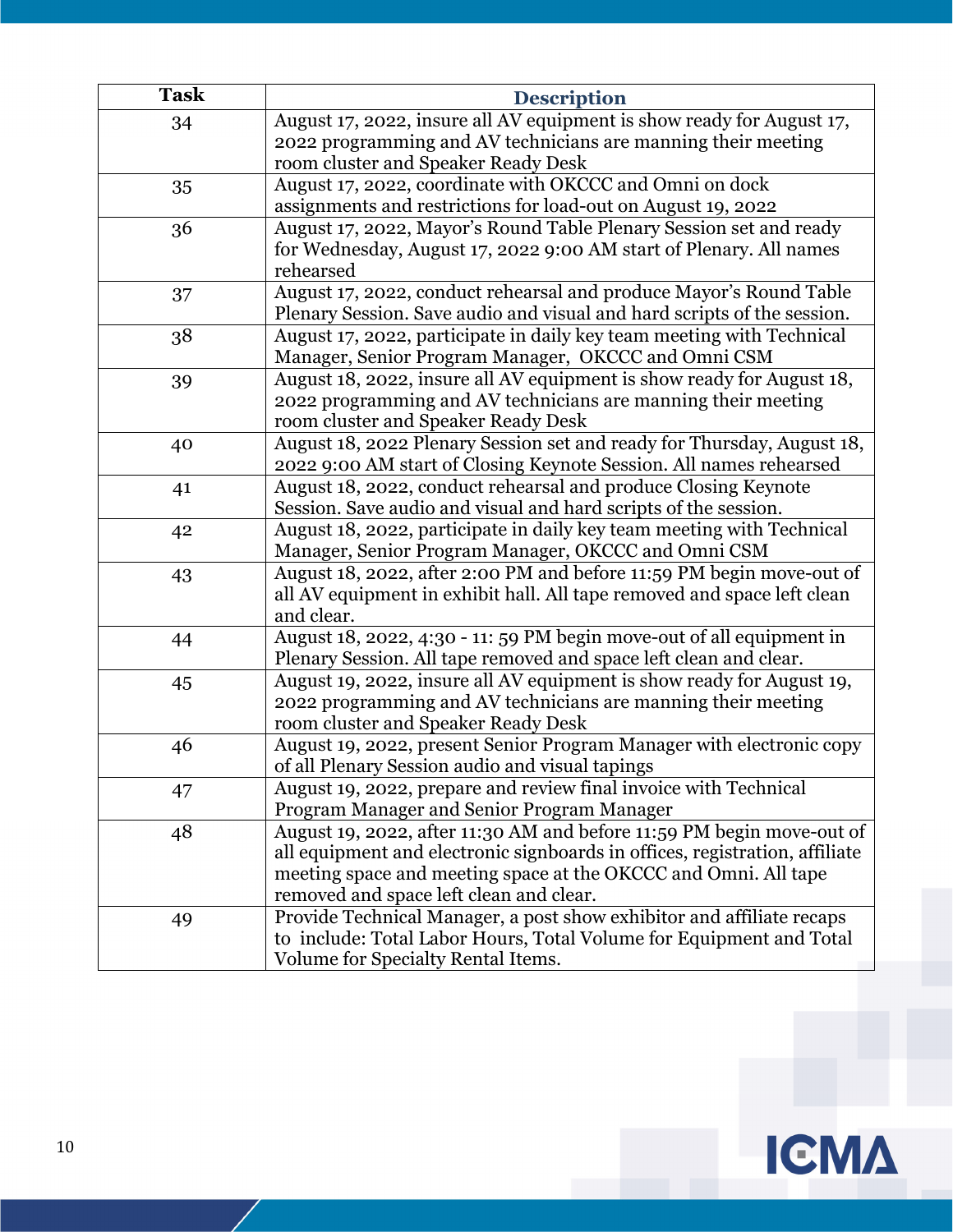| Task | Description |
|---|---|
| 34 | August 17, 2022, insure all AV equipment is show ready for August 17, 2022 programming and AV technicians are manning their meeting room cluster and Speaker Ready Desk |
| 35 | August 17, 2022, coordinate with OKCCC and Omni on dock assignments and restrictions for load-out on August 19, 2022 |
| 36 | August 17, 2022, Mayor's Round Table Plenary Session set and ready for Wednesday, August 17, 2022 9:00 AM start of Plenary. All names rehearsed |
| 37 | August 17, 2022, conduct rehearsal and produce Mayor's Round Table Plenary Session. Save audio and visual and hard scripts of the session. |
| 38 | August 17, 2022, participate in daily key team meeting with Technical Manager, Senior Program Manager, OKCCC and Omni CSM |
| 39 | August 18, 2022, insure all AV equipment is show ready for August 18, 2022 programming and AV technicians are manning their meeting room cluster and Speaker Ready Desk |
| 40 | August 18, 2022 Plenary Session set and ready for Thursday, August 18, 2022 9:00 AM start of Closing Keynote Session. All names rehearsed |
| 41 | August 18, 2022, conduct rehearsal and produce Closing Keynote Session. Save audio and visual and hard scripts of the session. |
| 42 | August 18, 2022, participate in daily key team meeting with Technical Manager, Senior Program Manager, OKCCC and Omni CSM |
| 43 | August 18, 2022, after 2:00 PM and before 11:59 PM begin move-out of all AV equipment in exhibit hall. All tape removed and space left clean and clear. |
| 44 | August 18, 2022, 4:30 - 11: 59 PM begin move-out of all equipment in Plenary Session. All tape removed and space left clean and clear. |
| 45 | August 19, 2022, insure all AV equipment is show ready for August 19, 2022 programming and AV technicians are manning their meeting room cluster and Speaker Ready Desk |
| 46 | August 19, 2022, present Senior Program Manager with electronic copy of all Plenary Session audio and visual tapings |
| 47 | August 19, 2022, prepare and review final invoice with Technical Program Manager and Senior Program Manager |
| 48 | August 19, 2022, after 11:30 AM and before 11:59 PM begin move-out of all equipment and electronic signboards in offices, registration, affiliate meeting space and meeting space at the OKCCC and Omni. All tape removed and space left clean and clear. |
| 49 | Provide Technical Manager, a post show exhibitor and affiliate recaps to include: Total Labor Hours, Total Volume for Equipment and Total Volume for Specialty Rental Items. |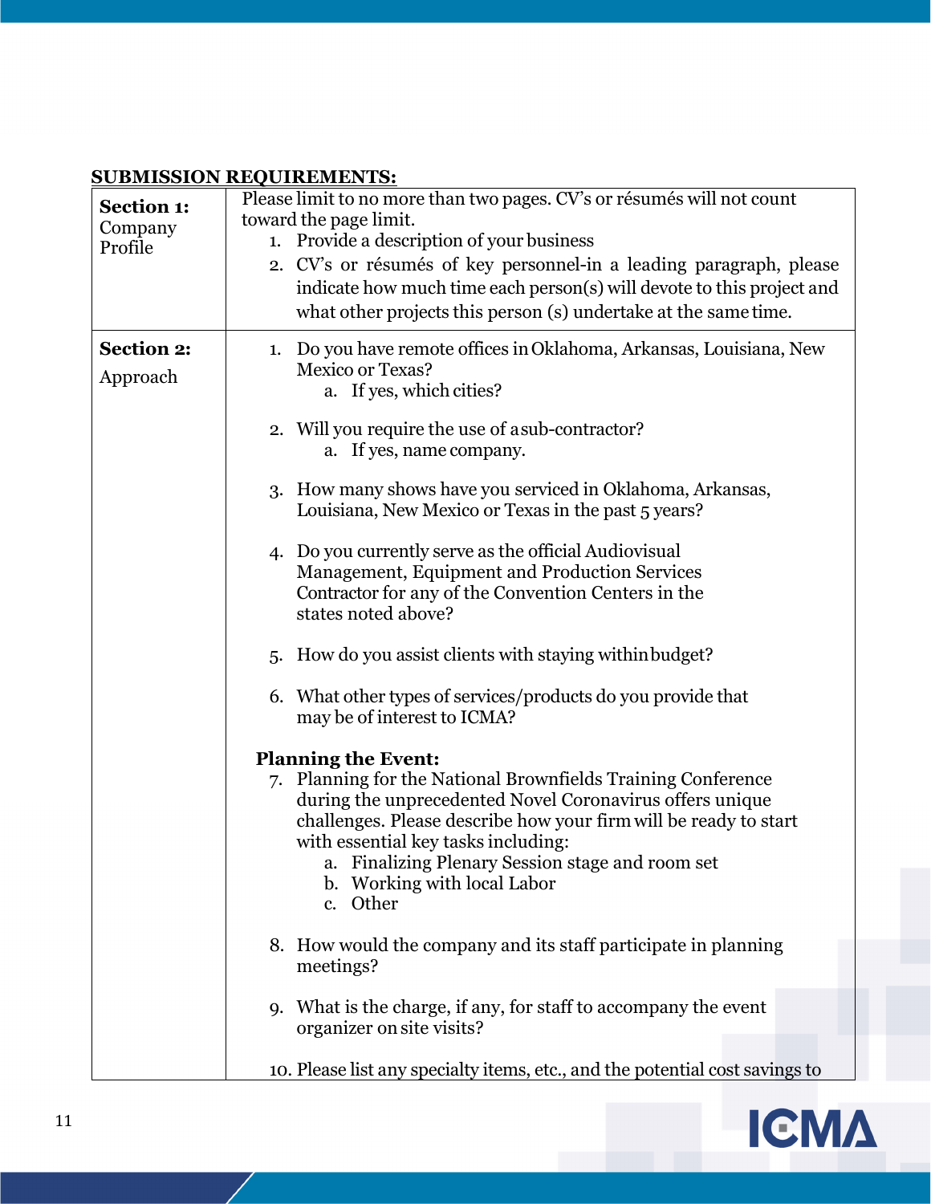**SUBMISSION REQUIREMENTS:**

| | |
|---|---|
| **Section 1:** Company Profile | Please limit to no more than two pages. CV's or résumés will not count toward the page limit.<br>1. Provide a description of your business<br>2. CV's or résumés of key personnel-in a leading paragraph, please indicate how much time each person(s) will devote to this project and what other projects this person (s) undertake at the same time. |
| **Section 2:** Approach | 1. Do you have remote offices in Oklahoma, Arkansas, Louisiana, New Mexico or Texas?<br>&nbsp;&nbsp;&nbsp;&nbsp;a. If yes, which cities?<br><br>2. Will you require the use of a sub-contractor?<br>&nbsp;&nbsp;&nbsp;&nbsp;a. If yes, name company.<br><br>3. How many shows have you serviced in Oklahoma, Arkansas, Louisiana, New Mexico or Texas in the past 5 years?<br><br>4. Do you currently serve as the official Audiovisual Management, Equipment and Production Services Contractor for any of the Convention Centers in the states noted above?<br><br>5. How do you assist clients with staying within budget?<br><br>6. What other types of services/products do you provide that may be of interest to ICMA?<br><br>**Planning the Event:**<br>7. Planning for the National Brownfields Training Conference during the unprecedented Novel Coronavirus offers unique challenges. Please describe how your firm will be ready to start with essential key tasks including:<br>&nbsp;&nbsp;&nbsp;&nbsp;a. Finalizing Plenary Session stage and room set<br>&nbsp;&nbsp;&nbsp;&nbsp;b. Working with local Labor<br>&nbsp;&nbsp;&nbsp;&nbsp;c. Other<br><br>8. How would the company and its staff participate in planning meetings?<br><br>9. What is the charge, if any, for staff to accompany the event organizer on site visits?<br><br>10. Please list any specialty items, etc., and the potential cost savings to |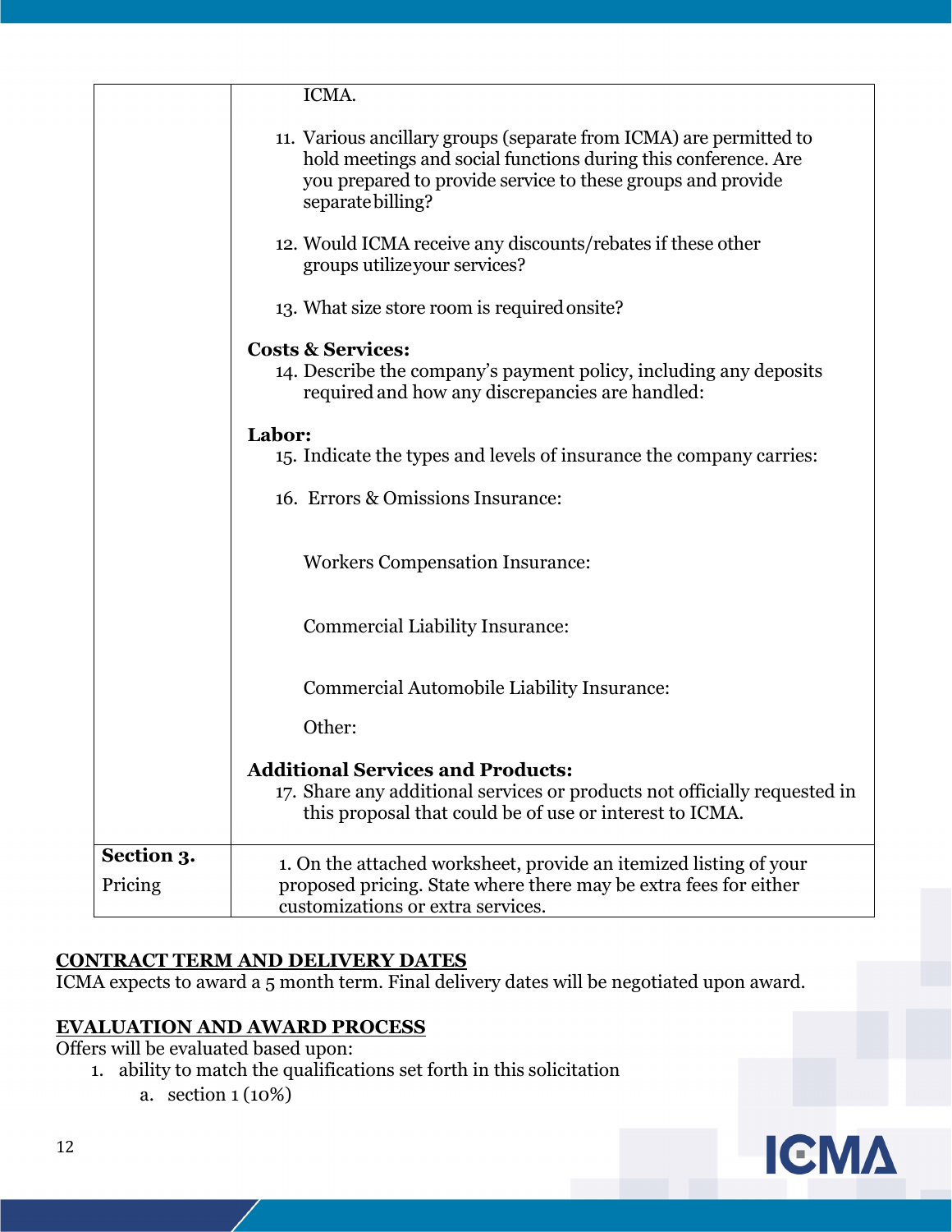| | |
|---|---|
| | ICMA.<br><br>11. Various ancillary groups (separate from ICMA) are permitted to hold meetings and social functions during this conference. Are you prepared to provide service to these groups and provide separate billing?<br><br>12. Would ICMA receive any discounts/rebates if these other groups utilize your services?<br><br>13. What size store room is required onsite?<br><br>**Costs & Services:**<br>14. Describe the company's payment policy, including any deposits required and how any discrepancies are handled:<br><br>**Labor:**<br>15. Indicate the types and levels of insurance the company carries:<br><br>16. Errors & Omissions Insurance:<br><br>Workers Compensation Insurance:<br><br>Commercial Liability Insurance:<br><br>Commercial Automobile Liability Insurance:<br><br>Other:<br><br>**Additional Services and Products:**<br>17. Share any additional services or products not officially requested in this proposal that could be of use or interest to ICMA. |
| **Section 3.** Pricing | 1. On the attached worksheet, provide an itemized listing of your proposed pricing. State where there may be extra fees for either customizations or extra services. |

## CONTRACT TERM AND DELIVERY DATES

ICMA expects to award a 5 month term. Final delivery dates will be negotiated upon award.

## EVALUATION AND AWARD PROCESS

Offers will be evaluated based upon:

1. ability to match the qualifications set forth in this solicitation
    a. section 1 (10%)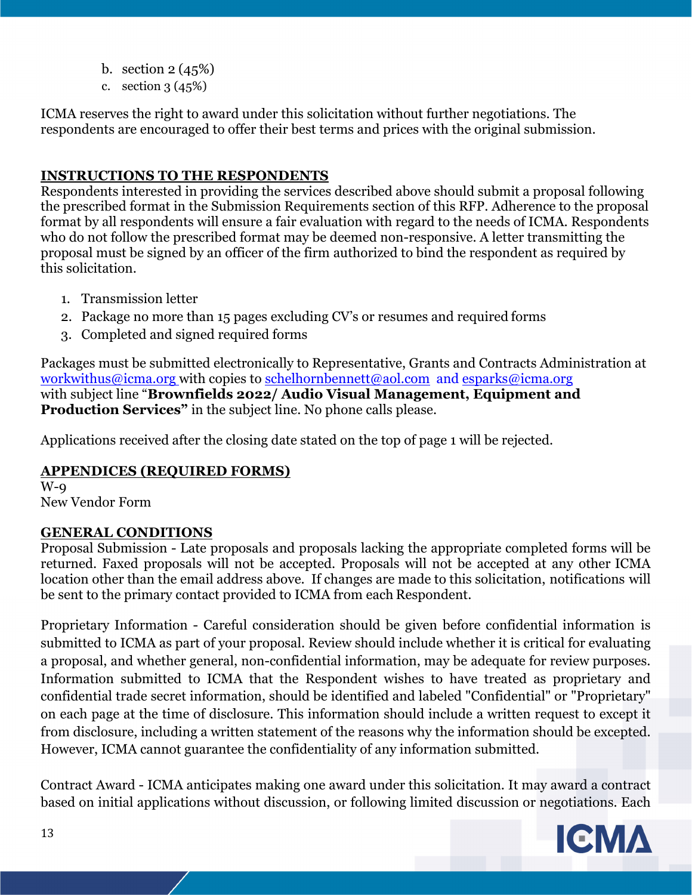b. section 2 (45%)
c. section 3 (45%)

ICMA reserves the right to award under this solicitation without further negotiations. The respondents are encouraged to offer their best terms and prices with the original submission.

## INSTRUCTIONS TO THE RESPONDENTS

Respondents interested in providing the services described above should submit a proposal following the prescribed format in the Submission Requirements section of this RFP. Adherence to the proposal format by all respondents will ensure a fair evaluation with regard to the needs of ICMA. Respondents who do not follow the prescribed format may be deemed non-responsive. A letter transmitting the proposal must be signed by an officer of the firm authorized to bind the respondent as required by this solicitation.

1. Transmission letter
2. Package no more than 15 pages excluding CV's or resumes and required forms
3. Completed and signed required forms

Packages must be submitted electronically to Representative, Grants and Contracts Administration at workwithus@icma.org with copies to schelhornbennett@aol.com and esparks@icma.org with subject line "**Brownfields 2022/ Audio Visual Management, Equipment and Production Services"** in the subject line. No phone calls please.

Applications received after the closing date stated on the top of page 1 will be rejected.

## APPENDICES (REQUIRED FORMS)

W-9
New Vendor Form

## GENERAL CONDITIONS

Proposal Submission - Late proposals and proposals lacking the appropriate completed forms will be returned. Faxed proposals will not be accepted. Proposals will not be accepted at any other ICMA location other than the email address above. If changes are made to this solicitation, notifications will be sent to the primary contact provided to ICMA from each Respondent.

Proprietary Information - Careful consideration should be given before confidential information is submitted to ICMA as part of your proposal. Review should include whether it is critical for evaluating a proposal, and whether general, non-confidential information, may be adequate for review purposes. Information submitted to ICMA that the Respondent wishes to have treated as proprietary and confidential trade secret information, should be identified and labeled "Confidential" or "Proprietary" on each page at the time of disclosure. This information should include a written request to except it from disclosure, including a written statement of the reasons why the information should be excepted. However, ICMA cannot guarantee the confidentiality of any information submitted.

Contract Award - ICMA anticipates making one award under this solicitation. It may award a contract based on initial applications without discussion, or following limited discussion or negotiations. Each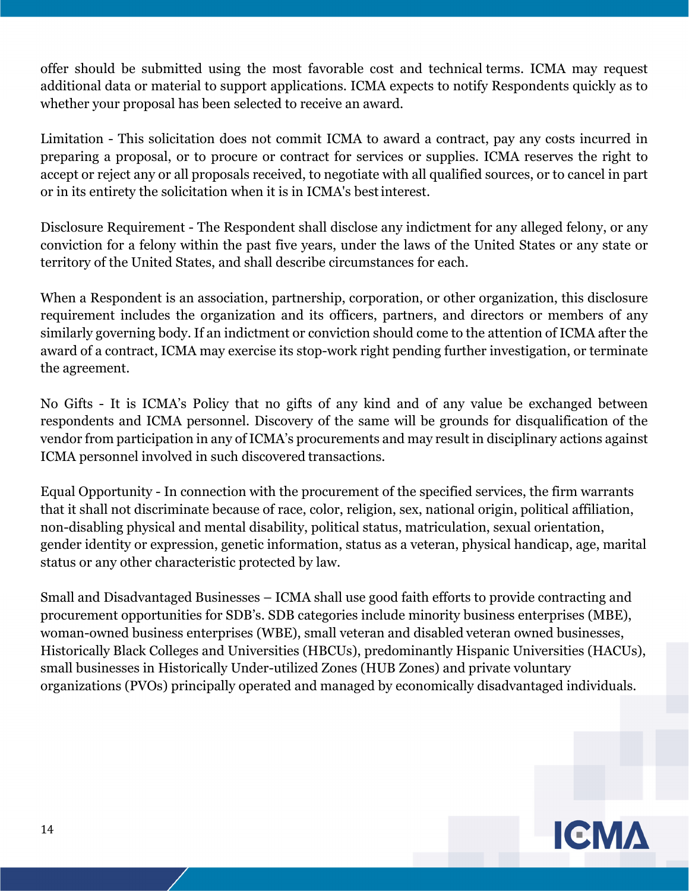offer should be submitted using the most favorable cost and technical terms. ICMA may request additional data or material to support applications. ICMA expects to notify Respondents quickly as to whether your proposal has been selected to receive an award.

Limitation - This solicitation does not commit ICMA to award a contract, pay any costs incurred in preparing a proposal, or to procure or contract for services or supplies. ICMA reserves the right to accept or reject any or all proposals received, to negotiate with all qualified sources, or to cancel in part or in its entirety the solicitation when it is in ICMA's best interest.

Disclosure Requirement - The Respondent shall disclose any indictment for any alleged felony, or any conviction for a felony within the past five years, under the laws of the United States or any state or territory of the United States, and shall describe circumstances for each.

When a Respondent is an association, partnership, corporation, or other organization, this disclosure requirement includes the organization and its officers, partners, and directors or members of any similarly governing body. If an indictment or conviction should come to the attention of ICMA after the award of a contract, ICMA may exercise its stop-work right pending further investigation, or terminate the agreement.

No Gifts - It is ICMA's Policy that no gifts of any kind and of any value be exchanged between respondents and ICMA personnel. Discovery of the same will be grounds for disqualification of the vendor from participation in any of ICMA's procurements and may result in disciplinary actions against ICMA personnel involved in such discovered transactions.

Equal Opportunity - In connection with the procurement of the specified services, the firm warrants that it shall not discriminate because of race, color, religion, sex, national origin, political affiliation, non-disabling physical and mental disability, political status, matriculation, sexual orientation, gender identity or expression, genetic information, status as a veteran, physical handicap, age, marital status or any other characteristic protected by law.

Small and Disadvantaged Businesses – ICMA shall use good faith efforts to provide contracting and procurement opportunities for SDB's. SDB categories include minority business enterprises (MBE), woman-owned business enterprises (WBE), small veteran and disabled veteran owned businesses, Historically Black Colleges and Universities (HBCUs), predominantly Hispanic Universities (HACUs), small businesses in Historically Under-utilized Zones (HUB Zones) and private voluntary organizations (PVOs) principally operated and managed by economically disadvantaged individuals.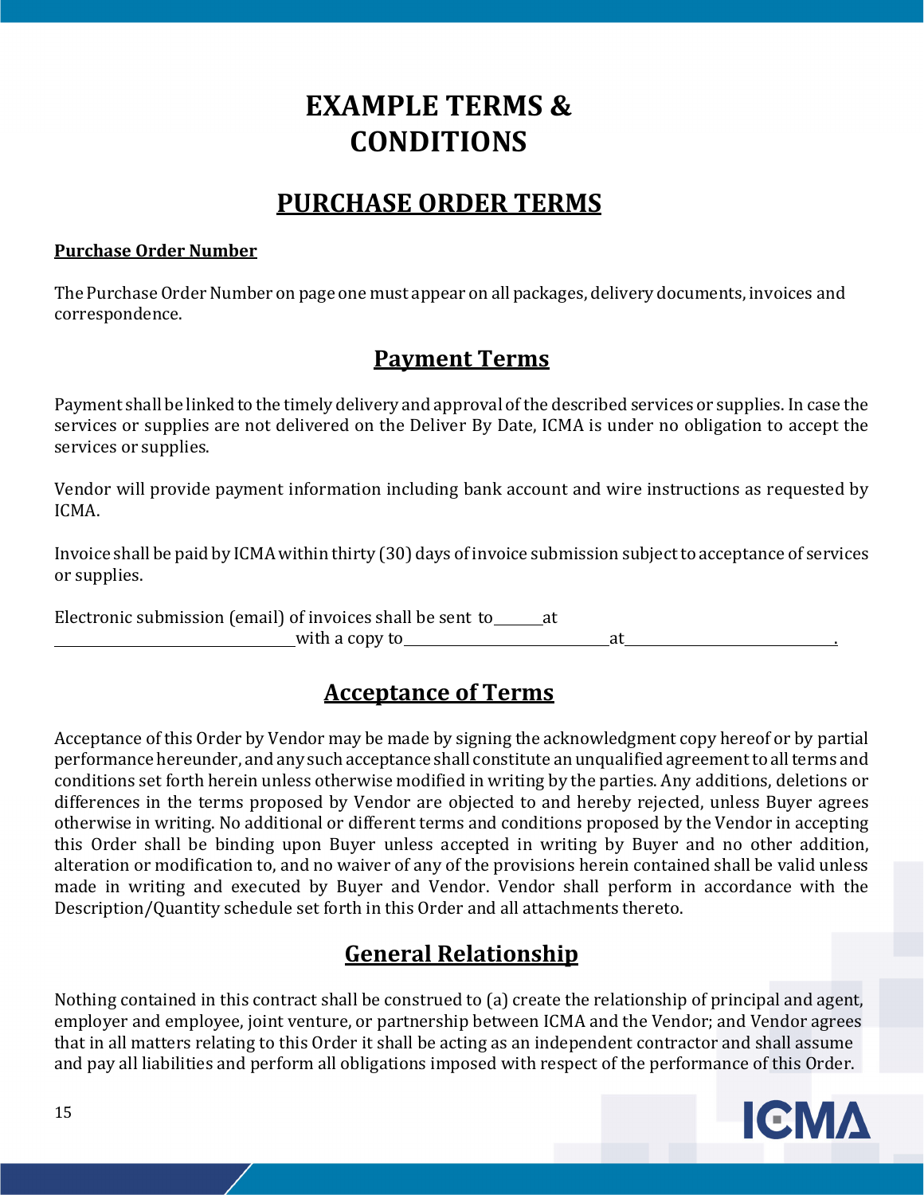# EXAMPLE TERMS & CONDITIONS

## PURCHASE ORDER TERMS

**Purchase Order Number**

The Purchase Order Number on page one must appear on all packages, delivery documents, invoices and correspondence.

## Payment Terms

Payment shall be linked to the timely delivery and approval of the described services or supplies. In case the services or supplies are not delivered on the Deliver By Date, ICMA is under no obligation to accept the services or supplies.

Vendor will provide payment information including bank account and wire instructions as requested by ICMA.

Invoice shall be paid by ICMA within thirty (30) days of invoice submission subject to acceptance of services or supplies.

Electronic submission (email) of invoices shall be sent to______at ________________________________ with a copy to__________________________at__________________________.

## Acceptance of Terms

Acceptance of this Order by Vendor may be made by signing the acknowledgment copy hereof or by partial performance hereunder, and any such acceptance shall constitute an unqualified agreement to all terms and conditions set forth herein unless otherwise modified in writing by the parties. Any additions, deletions or differences in the terms proposed by Vendor are objected to and hereby rejected, unless Buyer agrees otherwise in writing. No additional or different terms and conditions proposed by the Vendor in accepting this Order shall be binding upon Buyer unless accepted in writing by Buyer and no other addition, alteration or modification to, and no waiver of any of the provisions herein contained shall be valid unless made in writing and executed by Buyer and Vendor. Vendor shall perform in accordance with the Description/Quantity schedule set forth in this Order and all attachments thereto.

## General Relationship

Nothing contained in this contract shall be construed to (a) create the relationship of principal and agent, employer and employee, joint venture, or partnership between ICMA and the Vendor; and Vendor agrees that in all matters relating to this Order it shall be acting as an independent contractor and shall assume and pay all liabilities and perform all obligations imposed with respect of the performance of this Order.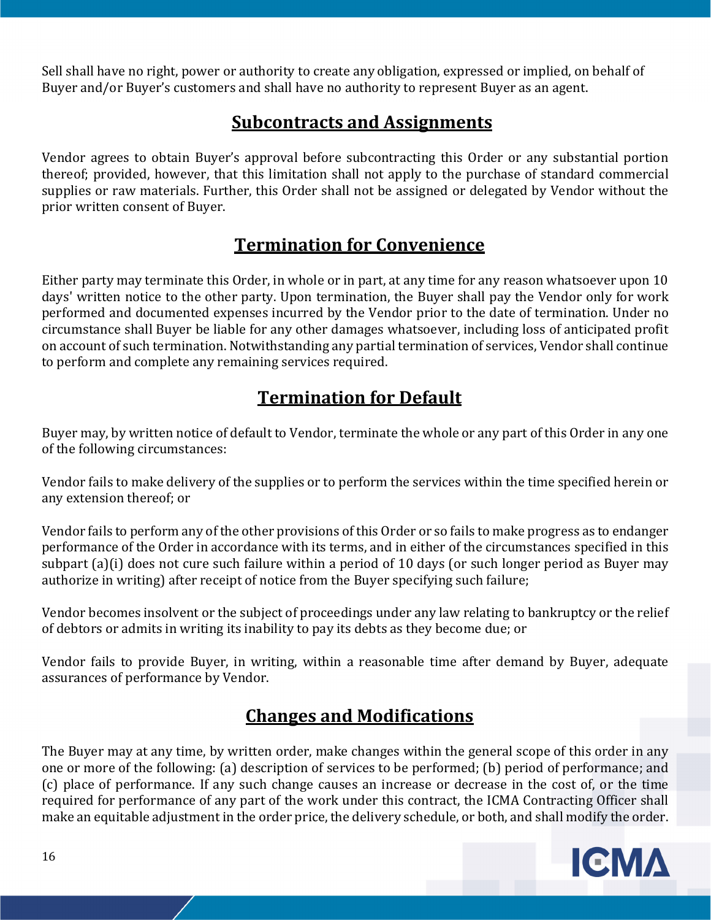Sell shall have no right, power or authority to create any obligation, expressed or implied, on behalf of Buyer and/or Buyer's customers and shall have no authority to represent Buyer as an agent.

## Subcontracts and Assignments

Vendor agrees to obtain Buyer's approval before subcontracting this Order or any substantial portion thereof; provided, however, that this limitation shall not apply to the purchase of standard commercial supplies or raw materials. Further, this Order shall not be assigned or delegated by Vendor without the prior written consent of Buyer.

## Termination for Convenience

Either party may terminate this Order, in whole or in part, at any time for any reason whatsoever upon 10 days' written notice to the other party. Upon termination, the Buyer shall pay the Vendor only for work performed and documented expenses incurred by the Vendor prior to the date of termination. Under no circumstance shall Buyer be liable for any other damages whatsoever, including loss of anticipated profit on account of such termination. Notwithstanding any partial termination of services, Vendor shall continue to perform and complete any remaining services required.

## Termination for Default

Buyer may, by written notice of default to Vendor, terminate the whole or any part of this Order in any one of the following circumstances:

Vendor fails to make delivery of the supplies or to perform the services within the time specified herein or any extension thereof; or

Vendor fails to perform any of the other provisions of this Order or so fails to make progress as to endanger performance of the Order in accordance with its terms, and in either of the circumstances specified in this subpart (a)(i) does not cure such failure within a period of 10 days (or such longer period as Buyer may authorize in writing) after receipt of notice from the Buyer specifying such failure;

Vendor becomes insolvent or the subject of proceedings under any law relating to bankruptcy or the relief of debtors or admits in writing its inability to pay its debts as they become due; or

Vendor fails to provide Buyer, in writing, within a reasonable time after demand by Buyer, adequate assurances of performance by Vendor.

## Changes and Modifications

The Buyer may at any time, by written order, make changes within the general scope of this order in any one or more of the following: (a) description of services to be performed; (b) period of performance; and (c) place of performance. If any such change causes an increase or decrease in the cost of, or the time required for performance of any part of the work under this contract, the ICMA Contracting Officer shall make an equitable adjustment in the order price, the delivery schedule, or both, and shall modify the order.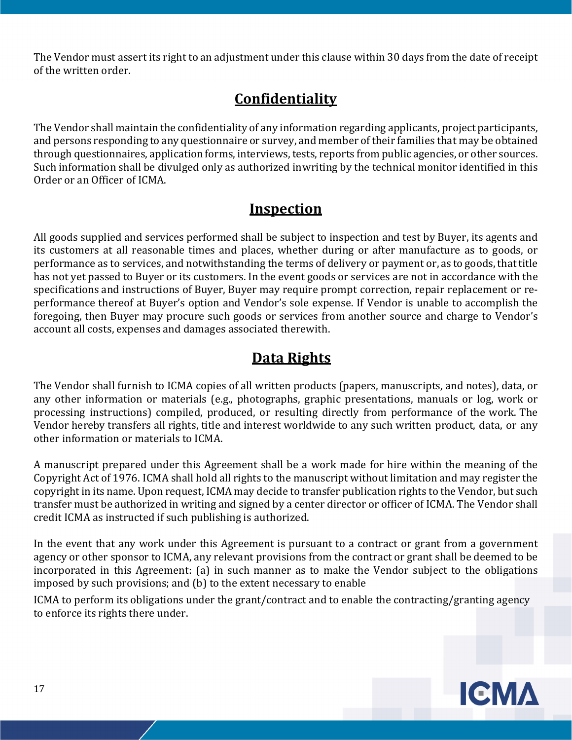The Vendor must assert its right to an adjustment under this clause within 30 days from the date of receipt of the written order.

## Confidentiality

The Vendor shall maintain the confidentiality of any information regarding applicants, project participants, and persons responding to any questionnaire or survey, and member of their families that may be obtained through questionnaires, application forms, interviews, tests, reports from public agencies, or other sources. Such information shall be divulged only as authorized inwriting by the technical monitor identified in this Order or an Officer of ICMA.

## Inspection

All goods supplied and services performed shall be subject to inspection and test by Buyer, its agents and its customers at all reasonable times and places, whether during or after manufacture as to goods, or performance as to services, and notwithstanding the terms of delivery or payment or, as to goods, that title has not yet passed to Buyer or its customers. In the event goods or services are not in accordance with the specifications and instructions of Buyer, Buyer may require prompt correction, repair replacement or re-performance thereof at Buyer's option and Vendor's sole expense. If Vendor is unable to accomplish the foregoing, then Buyer may procure such goods or services from another source and charge to Vendor's account all costs, expenses and damages associated therewith.

## Data Rights

The Vendor shall furnish to ICMA copies of all written products (papers, manuscripts, and notes), data, or any other information or materials (e.g., photographs, graphic presentations, manuals or log, work or processing instructions) compiled, produced, or resulting directly from performance of the work. The Vendor hereby transfers all rights, title and interest worldwide to any such written product, data, or any other information or materials to ICMA.

A manuscript prepared under this Agreement shall be a work made for hire within the meaning of the Copyright Act of 1976. ICMA shall hold all rights to the manuscript without limitation and may register the copyright in its name. Upon request, ICMA may decide to transfer publication rights to the Vendor, but such transfer must be authorized in writing and signed by a center director or officer of ICMA. The Vendor shall credit ICMA as instructed if such publishing is authorized.

In the event that any work under this Agreement is pursuant to a contract or grant from a government agency or other sponsor to ICMA, any relevant provisions from the contract or grant shall be deemed to be incorporated in this Agreement: (a) in such manner as to make the Vendor subject to the obligations imposed by such provisions; and (b) to the extent necessary to enable

ICMA to perform its obligations under the grant/contract and to enable the contracting/granting agency to enforce its rights there under.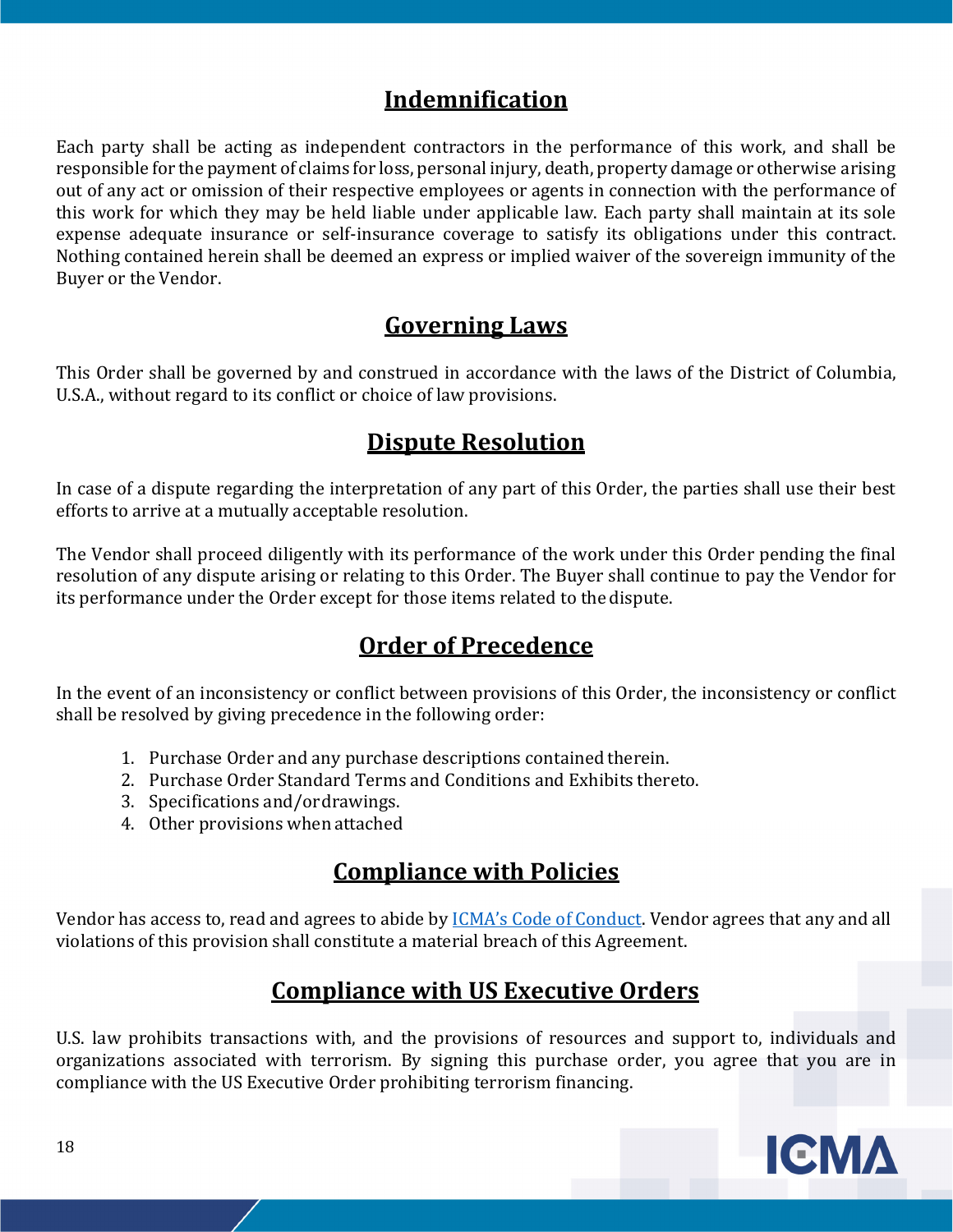## Indemnification

Each party shall be acting as independent contractors in the performance of this work, and shall be responsible for the payment of claims for loss, personal injury, death, property damage or otherwise arising out of any act or omission of their respective employees or agents in connection with the performance of this work for which they may be held liable under applicable law. Each party shall maintain at its sole expense adequate insurance or self-insurance coverage to satisfy its obligations under this contract. Nothing contained herein shall be deemed an express or implied waiver of the sovereign immunity of the Buyer or the Vendor.

## Governing Laws

This Order shall be governed by and construed in accordance with the laws of the District of Columbia, U.S.A., without regard to its conflict or choice of law provisions.

## Dispute Resolution

In case of a dispute regarding the interpretation of any part of this Order, the parties shall use their best efforts to arrive at a mutually acceptable resolution.

The Vendor shall proceed diligently with its performance of the work under this Order pending the final resolution of any dispute arising or relating to this Order. The Buyer shall continue to pay the Vendor for its performance under the Order except for those items related to the dispute.

## Order of Precedence

In the event of an inconsistency or conflict between provisions of this Order, the inconsistency or conflict shall be resolved by giving precedence in the following order:

1. Purchase Order and any purchase descriptions contained therein.
2. Purchase Order Standard Terms and Conditions and Exhibits thereto.
3. Specifications and/or drawings.
4. Other provisions when attached

## Compliance with Policies

Vendor has access to, read and agrees to abide by ICMA's Code of Conduct. Vendor agrees that any and all violations of this provision shall constitute a material breach of this Agreement.

## Compliance with US Executive Orders

U.S. law prohibits transactions with, and the provisions of resources and support to, individuals and organizations associated with terrorism. By signing this purchase order, you agree that you are in compliance with the US Executive Order prohibiting terrorism financing.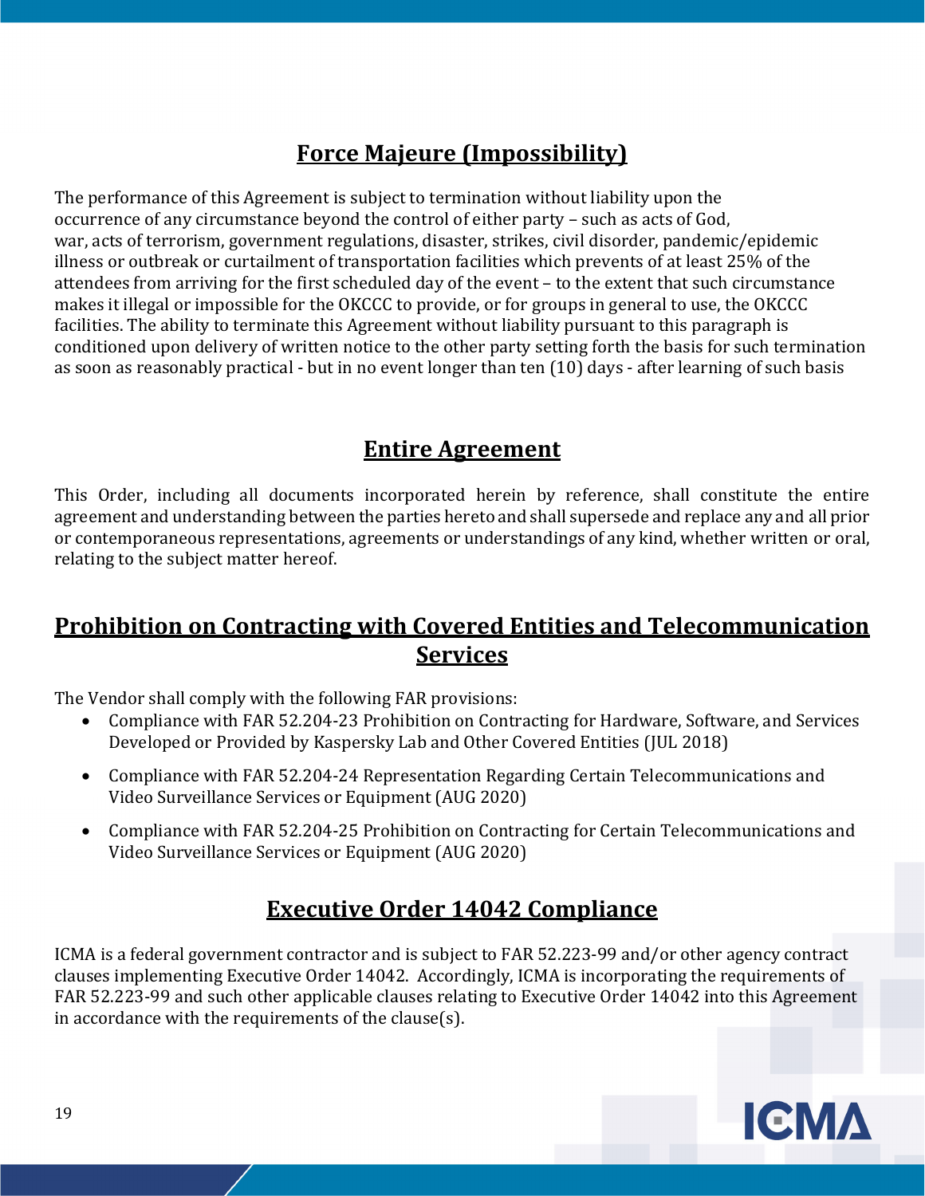## Force Majeure (Impossibility)

The performance of this Agreement is subject to termination without liability upon the occurrence of any circumstance beyond the control of either party – such as acts of God, war, acts of terrorism, government regulations, disaster, strikes, civil disorder, pandemic/epidemic illness or outbreak or curtailment of transportation facilities which prevents of at least 25% of the attendees from arriving for the first scheduled day of the event – to the extent that such circumstance makes it illegal or impossible for the OKCCC to provide, or for groups in general to use, the OKCCC facilities. The ability to terminate this Agreement without liability pursuant to this paragraph is conditioned upon delivery of written notice to the other party setting forth the basis for such termination as soon as reasonably practical - but in no event longer than ten (10) days - after learning of such basis

## Entire Agreement

This Order, including all documents incorporated herein by reference, shall constitute the entire agreement and understanding between the parties hereto and shall supersede and replace any and all prior or contemporaneous representations, agreements or understandings of any kind, whether written or oral, relating to the subject matter hereof.

## Prohibition on Contracting with Covered Entities and Telecommunication Services

The Vendor shall comply with the following FAR provisions:

- Compliance with FAR 52.204-23 Prohibition on Contracting for Hardware, Software, and Services Developed or Provided by Kaspersky Lab and Other Covered Entities (JUL 2018)
- Compliance with FAR 52.204-24 Representation Regarding Certain Telecommunications and Video Surveillance Services or Equipment (AUG 2020)
- Compliance with FAR 52.204-25 Prohibition on Contracting for Certain Telecommunications and Video Surveillance Services or Equipment (AUG 2020)

## Executive Order 14042 Compliance

ICMA is a federal government contractor and is subject to FAR 52.223-99 and/or other agency contract clauses implementing Executive Order 14042. Accordingly, ICMA is incorporating the requirements of FAR 52.223-99 and such other applicable clauses relating to Executive Order 14042 into this Agreement in accordance with the requirements of the clause(s).